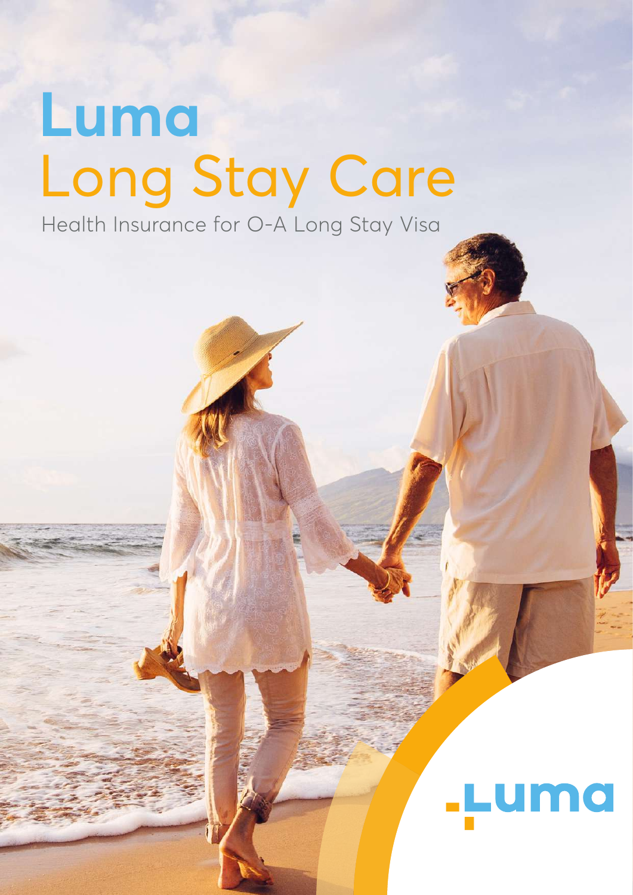# Luma
## Long Stay Care

Health Insurance for O-A Long Stay Visa

Luma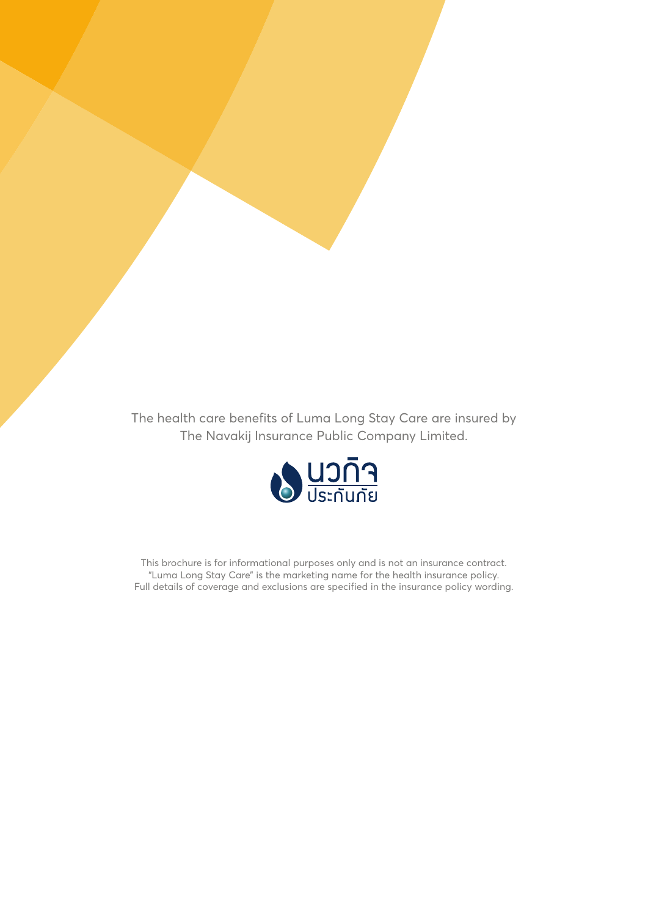The health care benefits of Luma Long Stay Care are insured by The Navakij Insurance Public Company Limited.

นวกิจ ประกันภัย

This brochure is for informational purposes only and is not an insurance contract.
"Luma Long Stay Care" is the marketing name for the health insurance policy.
Full details of coverage and exclusions are specified in the insurance policy wording.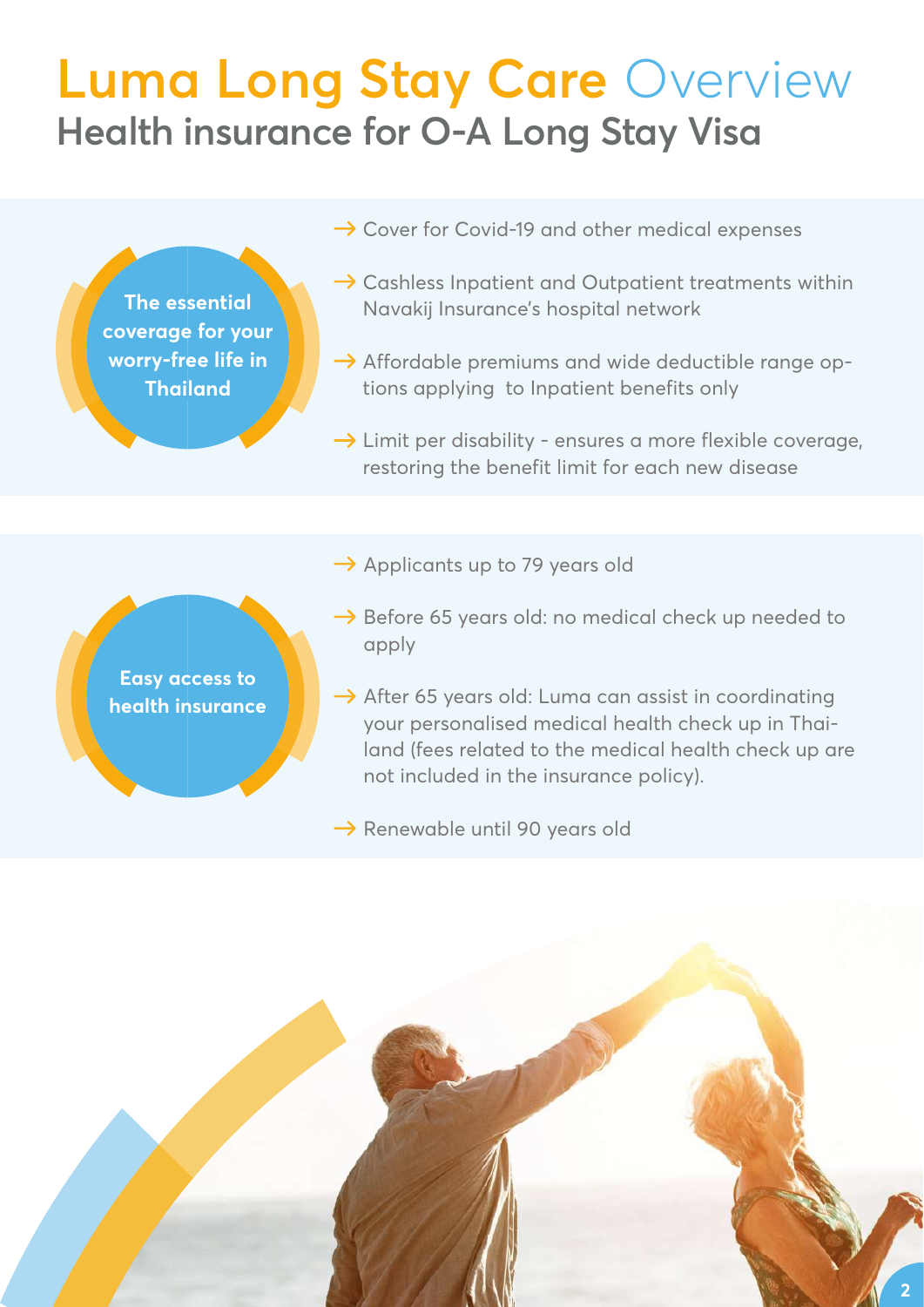# Luma Long Stay Care Overview

## Health insurance for O-A Long Stay Visa

**The essential coverage for your worry-free life in Thailand**

- Cover for Covid-19 and other medical expenses
- Cashless Inpatient and Outpatient treatments within Navakij Insurance's hospital network
- Affordable premiums and wide deductible range options applying to Inpatient benefits only
- Limit per disability - ensures a more flexible coverage, restoring the benefit limit for each new disease

**Easy access to health insurance**

- Applicants up to 79 years old
- Before 65 years old: no medical check up needed to apply
- After 65 years old: Luma can assist in coordinating your personalised medical health check up in Thailand (fees related to the medical health check up are not included in the insurance policy).
- Renewable until 90 years old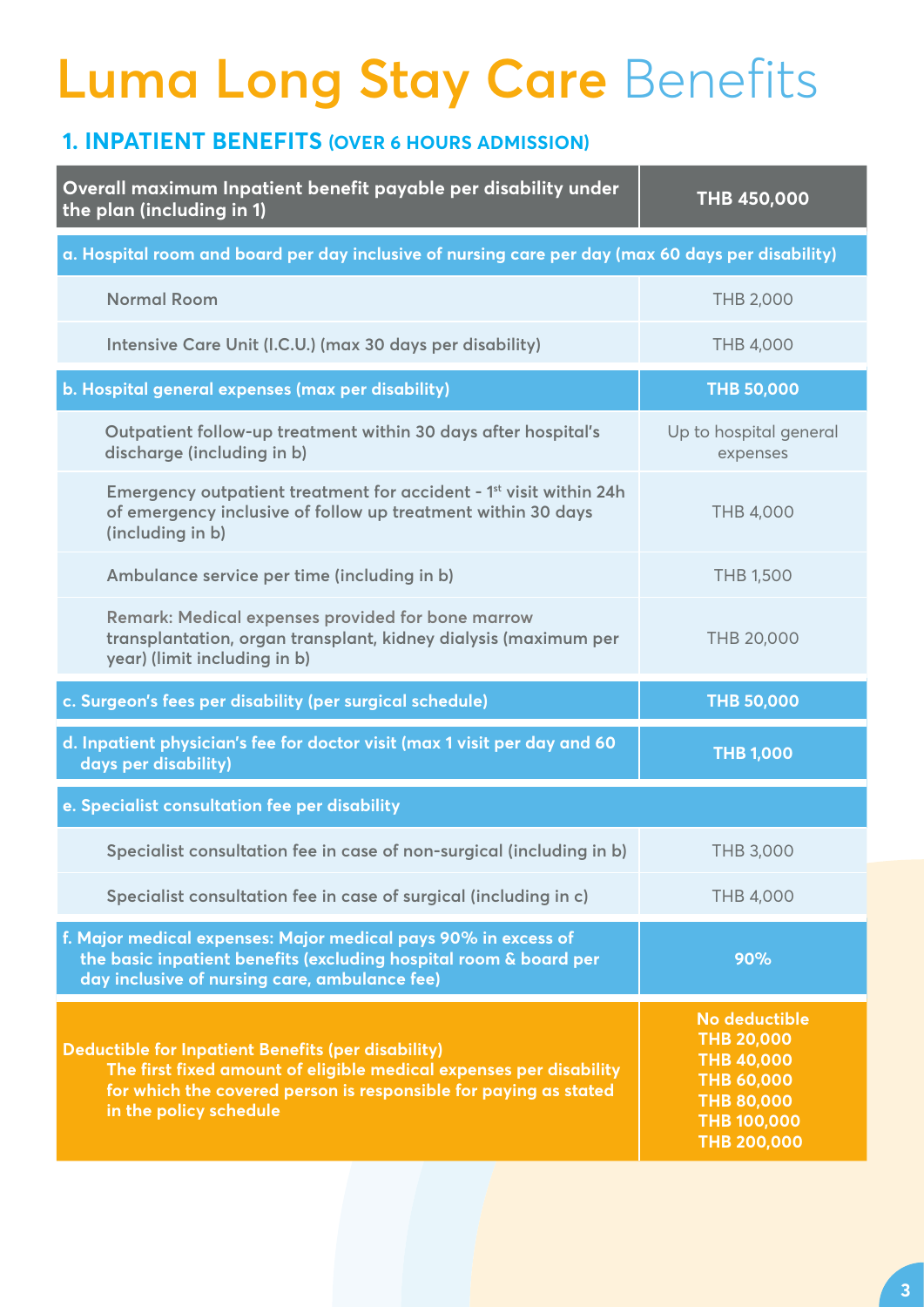# Luma Long Stay Care Benefits

## 1. INPATIENT BENEFITS (OVER 6 HOURS ADMISSION)

| Overall maximum Inpatient benefit payable per disability under the plan (including in 1) | THB 450,000 |
|---|---|
| **a. Hospital room and board per day inclusive of nursing care per day (max 60 days per disability)** | |
| Normal Room | THB 2,000 |
| Intensive Care Unit (I.C.U.) (max 30 days per disability) | THB 4,000 |
| **b. Hospital general expenses (max per disability)** | **THB 50,000** |
| Outpatient follow-up treatment within 30 days after hospital's discharge (including in b) | Up to hospital general expenses |
| Emergency outpatient treatment for accident - 1st visit within 24h of emergency inclusive of follow up treatment within 30 days (including in b) | THB 4,000 |
| Ambulance service per time (including in b) | THB 1,500 |
| Remark: Medical expenses provided for bone marrow transplantation, organ transplant, kidney dialysis (maximum per year) (limit including in b) | THB 20,000 |
| **c. Surgeon's fees per disability (per surgical schedule)** | **THB 50,000** |
| **d. Inpatient physician's fee for doctor visit (max 1 visit per day and 60 days per disability)** | **THB 1,000** |
| **e. Specialist consultation fee per disability** | |
| Specialist consultation fee in case of non-surgical (including in b) | THB 3,000 |
| Specialist consultation fee in case of surgical (including in c) | THB 4,000 |
| **f. Major medical expenses: Major medical pays 90% in excess of the basic inpatient benefits (excluding hospital room & board per day inclusive of nursing care, ambulance fee)** | **90%** |
| **Deductible for Inpatient Benefits (per disability)** The first fixed amount of eligible medical expenses per disability for which the covered person is responsible for paying as stated in the policy schedule | **No deductible<br>THB 20,000<br>THB 40,000<br>THB 60,000<br>THB 80,000<br>THB 100,000<br>THB 200,000** |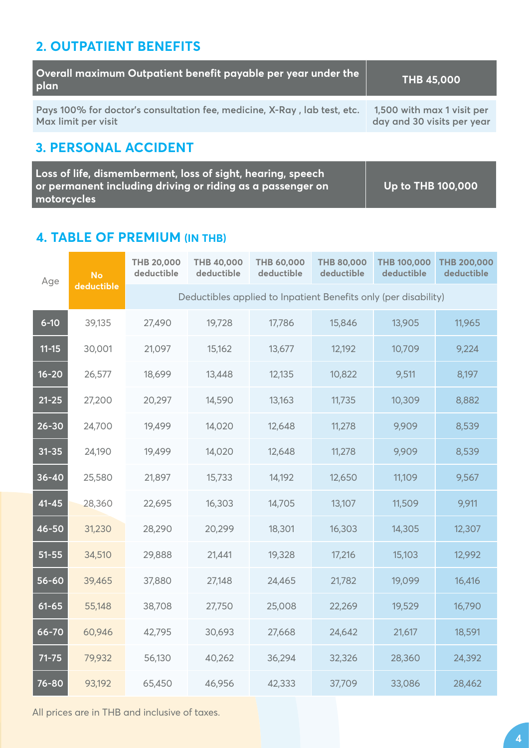## 2. OUTPATIENT BENEFITS

| Overall maximum Outpatient benefit payable per year under the plan | THB 45,000 |
|---|---|
| Pays 100% for doctor's consultation fee, medicine, X-Ray , lab test, etc. Max limit per visit | 1,500 with max 1 visit per day and 30 visits per year |

## 3. PERSONAL ACCIDENT

| Loss of life, dismemberment, loss of sight, hearing, speech or permanent including driving or riding as a passenger on motorcycles | Up to THB 100,000 |
|---|---|

## 4. TABLE OF PREMIUM (IN THB)

| Age | No deductible | THB 20,000 deductible | THB 40,000 deductible | THB 60,000 deductible | THB 80,000 deductible | THB 100,000 deductible | THB 200,000 deductible |
|---|---|---|---|---|---|---|---|
| | | Deductibles applied to Inpatient Benefits only (per disability) | | | | | |
| 6-10 | 39,135 | 27,490 | 19,728 | 17,786 | 15,846 | 13,905 | 11,965 |
| 11-15 | 30,001 | 21,097 | 15,162 | 13,677 | 12,192 | 10,709 | 9,224 |
| 16-20 | 26,577 | 18,699 | 13,448 | 12,135 | 10,822 | 9,511 | 8,197 |
| 21-25 | 27,200 | 20,297 | 14,590 | 13,163 | 11,735 | 10,309 | 8,882 |
| 26-30 | 24,700 | 19,499 | 14,020 | 12,648 | 11,278 | 9,909 | 8,539 |
| 31-35 | 24,190 | 19,499 | 14,020 | 12,648 | 11,278 | 9,909 | 8,539 |
| 36-40 | 25,580 | 21,897 | 15,733 | 14,192 | 12,650 | 11,109 | 9,567 |
| 41-45 | 28,360 | 22,695 | 16,303 | 14,705 | 13,107 | 11,509 | 9,911 |
| 46-50 | 31,230 | 28,290 | 20,299 | 18,301 | 16,303 | 14,305 | 12,307 |
| 51-55 | 34,510 | 29,888 | 21,441 | 19,328 | 17,216 | 15,103 | 12,992 |
| 56-60 | 39,465 | 37,880 | 27,148 | 24,465 | 21,782 | 19,099 | 16,416 |
| 61-65 | 55,148 | 38,708 | 27,750 | 25,008 | 22,269 | 19,529 | 16,790 |
| 66-70 | 60,946 | 42,795 | 30,693 | 27,668 | 24,642 | 21,617 | 18,591 |
| 71-75 | 79,932 | 56,130 | 40,262 | 36,294 | 32,326 | 28,360 | 24,392 |
| 76-80 | 93,192 | 65,450 | 46,956 | 42,333 | 37,709 | 33,086 | 28,462 |

All prices are in THB and inclusive of taxes.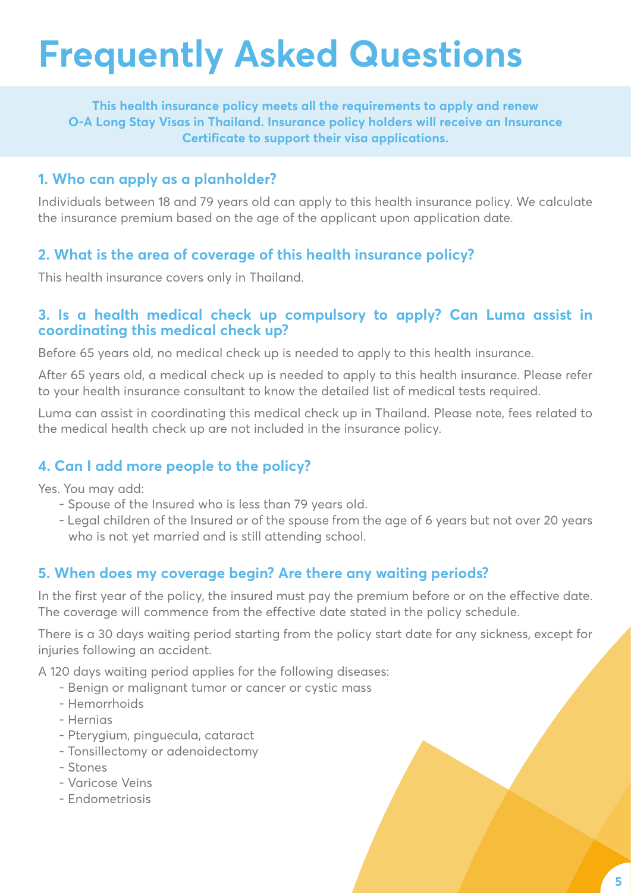# Frequently Asked Questions

**This health insurance policy meets all the requirements to apply and renew O-A Long Stay Visas in Thailand. Insurance policy holders will receive an Insurance Certificate to support their visa applications.**

## 1. Who can apply as a planholder?

Individuals between 18 and 79 years old can apply to this health insurance policy. We calculate the insurance premium based on the age of the applicant upon application date.

## 2. What is the area of coverage of this health insurance policy?

This health insurance covers only in Thailand.

## 3. Is a health medical check up compulsory to apply? Can Luma assist in coordinating this medical check up?

Before 65 years old, no medical check up is needed to apply to this health insurance.

After 65 years old, a medical check up is needed to apply to this health insurance. Please refer to your health insurance consultant to know the detailed list of medical tests required.

Luma can assist in coordinating this medical check up in Thailand. Please note, fees related to the medical health check up are not included in the insurance policy.

## 4. Can I add more people to the policy?

Yes. You may add:

- Spouse of the Insured who is less than 79 years old.
- Legal children of the Insured or of the spouse from the age of 6 years but not over 20 years who is not yet married and is still attending school.

## 5. When does my coverage begin? Are there any waiting periods?

In the first year of the policy, the insured must pay the premium before or on the effective date. The coverage will commence from the effective date stated in the policy schedule.

There is a 30 days waiting period starting from the policy start date for any sickness, except for injuries following an accident.

A 120 days waiting period applies for the following diseases:

- Benign or malignant tumor or cancer or cystic mass
- Hemorrhoids
- Hernias
- Pterygium, pinguecula, cataract
- Tonsillectomy or adenoidectomy
- Stones
- Varicose Veins
- Endometriosis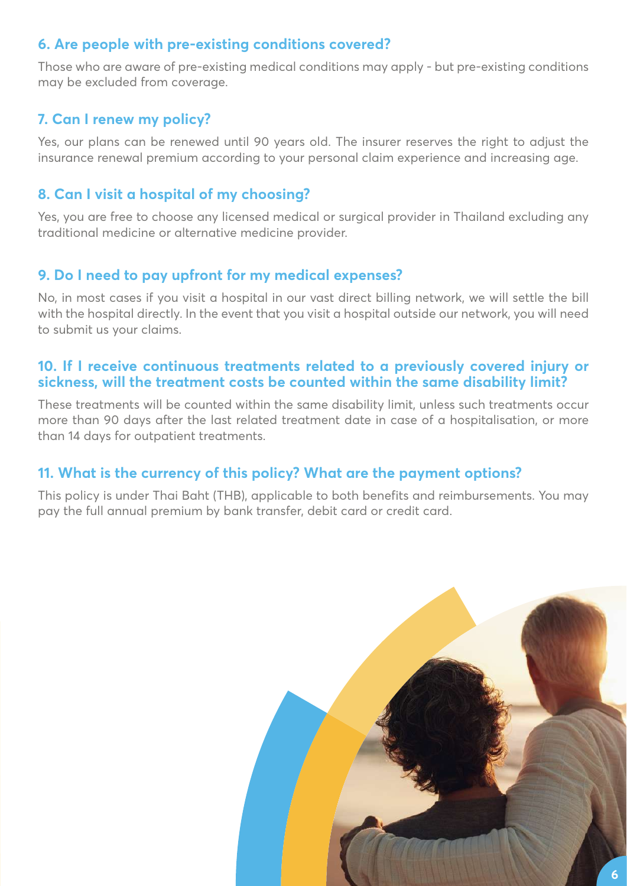### 6. Are people with pre-existing conditions covered?

Those who are aware of pre-existing medical conditions may apply - but pre-existing conditions may be excluded from coverage.

### 7. Can I renew my policy?

Yes, our plans can be renewed until 90 years old. The insurer reserves the right to adjust the insurance renewal premium according to your personal claim experience and increasing age.

### 8. Can I visit a hospital of my choosing?

Yes, you are free to choose any licensed medical or surgical provider in Thailand excluding any traditional medicine or alternative medicine provider.

### 9. Do I need to pay upfront for my medical expenses?

No, in most cases if you visit a hospital in our vast direct billing network, we will settle the bill with the hospital directly. In the event that you visit a hospital outside our network, you will need to submit us your claims.

### 10. If I receive continuous treatments related to a previously covered injury or sickness, will the treatment costs be counted within the same disability limit?

These treatments will be counted within the same disability limit, unless such treatments occur more than 90 days after the last related treatment date in case of a hospitalisation, or more than 14 days for outpatient treatments.

### 11. What is the currency of this policy? What are the payment options?

This policy is under Thai Baht (THB), applicable to both benefits and reimbursements. You may pay the full annual premium by bank transfer, debit card or credit card.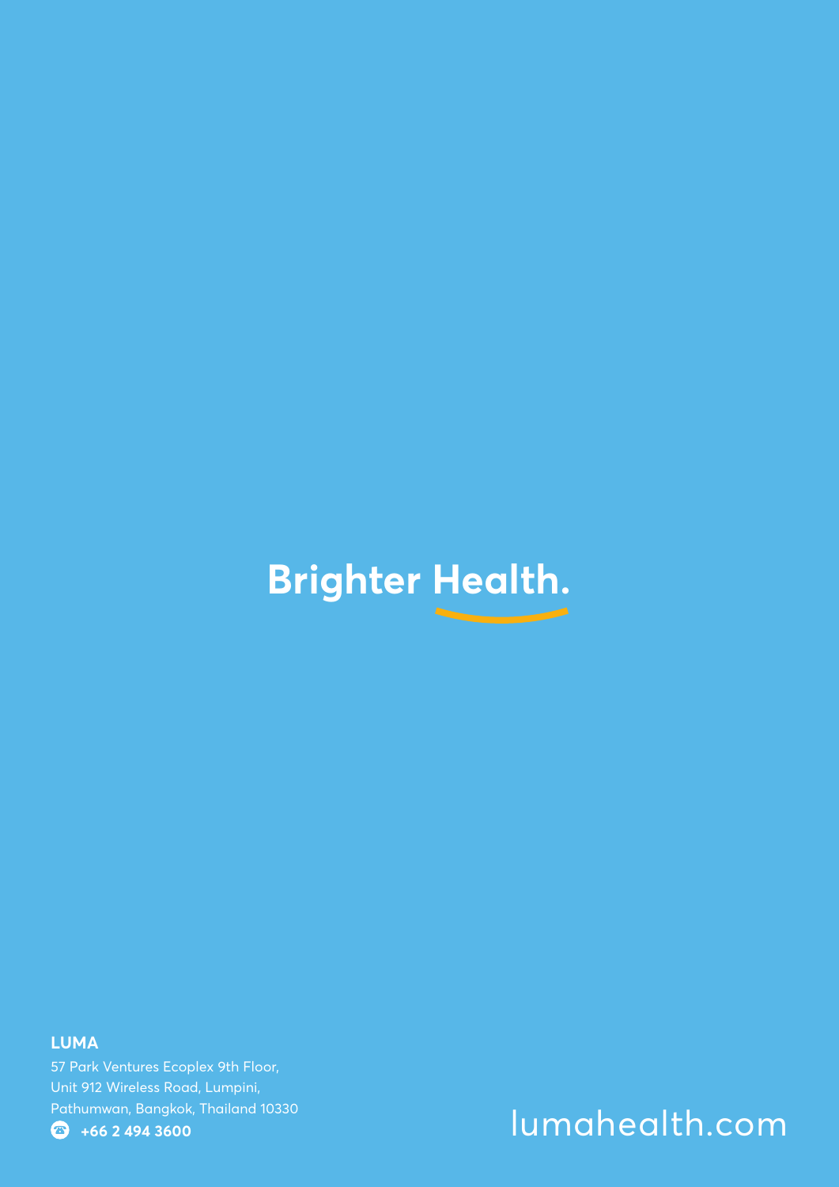# Brighter Health.

**LUMA**

57 Park Ventures Ecoplex 9th Floor,
Unit 912 Wireless Road, Lumpini,
Pathumwan, Bangkok, Thailand 10330

**+66 2 494 3600**

lumahealth.com